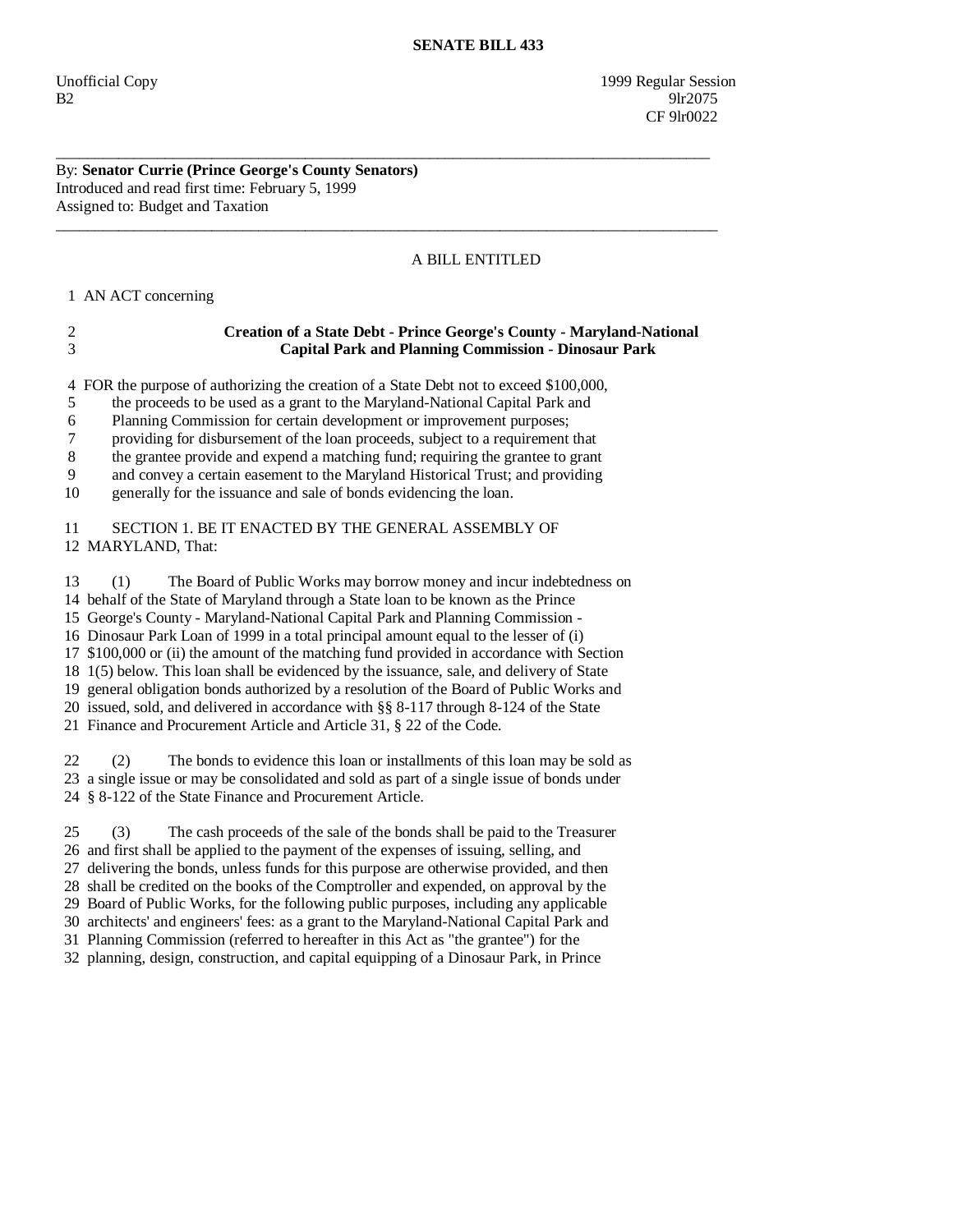**SENATE BILL 433**

Unofficial Copy 1999 Regular Session
B2 9lr2075
CF 9lr0022

---

By: **Senator Currie (Prince George's County Senators)**
Introduced and read first time: February 5, 1999
Assigned to: Budget and Taxation

---

A BILL ENTITLED

1 AN ACT concerning

2 **Creation of a State Debt - Prince George's County - Maryland-National**
3 **Capital Park and Planning Commission - Dinosaur Park**

4 FOR the purpose of authorizing the creation of a State Debt not to exceed $100,000,
5 the proceeds to be used as a grant to the Maryland-National Capital Park and
6 Planning Commission for certain development or improvement purposes;
7 providing for disbursement of the loan proceeds, subject to a requirement that
8 the grantee provide and expend a matching fund; requiring the grantee to grant
9 and convey a certain easement to the Maryland Historical Trust; and providing
10 generally for the issuance and sale of bonds evidencing the loan.

11 SECTION 1. BE IT ENACTED BY THE GENERAL ASSEMBLY OF
12 MARYLAND, That:

13 (1) The Board of Public Works may borrow money and incur indebtedness on
14 behalf of the State of Maryland through a State loan to be known as the Prince
15 George's County - Maryland-National Capital Park and Planning Commission -
16 Dinosaur Park Loan of 1999 in a total principal amount equal to the lesser of (i)
17 $100,000 or (ii) the amount of the matching fund provided in accordance with Section
18 1(5) below. This loan shall be evidenced by the issuance, sale, and delivery of State
19 general obligation bonds authorized by a resolution of the Board of Public Works and
20 issued, sold, and delivered in accordance with §§ 8-117 through 8-124 of the State
21 Finance and Procurement Article and Article 31, § 22 of the Code.

22 (2) The bonds to evidence this loan or installments of this loan may be sold as
23 a single issue or may be consolidated and sold as part of a single issue of bonds under
24 § 8-122 of the State Finance and Procurement Article.

25 (3) The cash proceeds of the sale of the bonds shall be paid to the Treasurer
26 and first shall be applied to the payment of the expenses of issuing, selling, and
27 delivering the bonds, unless funds for this purpose are otherwise provided, and then
28 shall be credited on the books of the Comptroller and expended, on approval by the
29 Board of Public Works, for the following public purposes, including any applicable
30 architects' and engineers' fees: as a grant to the Maryland-National Capital Park and
31 Planning Commission (referred to hereafter in this Act as "the grantee") for the
32 planning, design, construction, and capital equipping of a Dinosaur Park, in Prince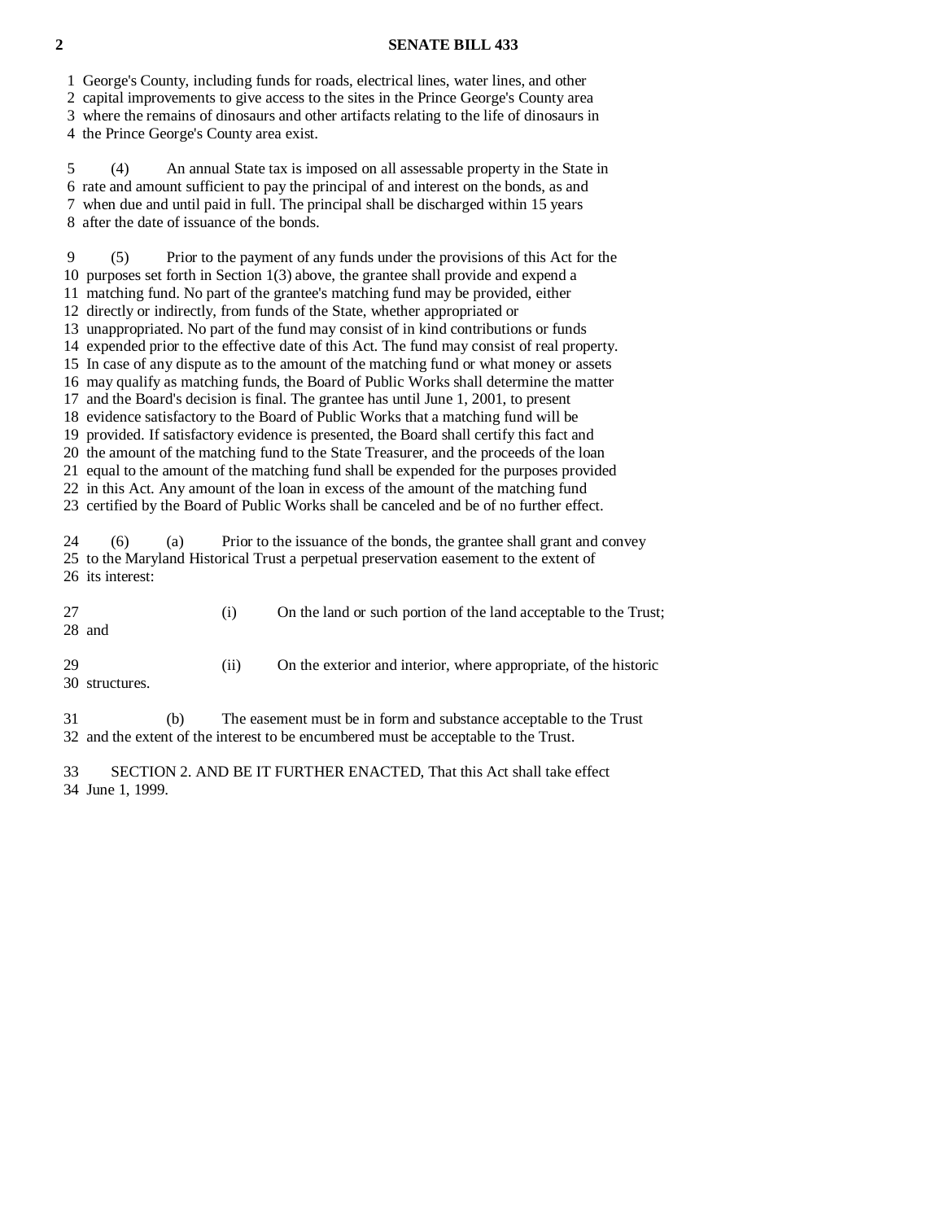George's County, including funds for roads, electrical lines, water lines, and other capital improvements to give access to the sites in the Prince George's County area where the remains of dinosaurs and other artifacts relating to the life of dinosaurs in the Prince George's County area exist.

(4) An annual State tax is imposed on all assessable property in the State in rate and amount sufficient to pay the principal of and interest on the bonds, as and when due and until paid in full. The principal shall be discharged within 15 years after the date of issuance of the bonds.

(5) Prior to the payment of any funds under the provisions of this Act for the purposes set forth in Section 1(3) above, the grantee shall provide and expend a matching fund. No part of the grantee's matching fund may be provided, either directly or indirectly, from funds of the State, whether appropriated or unappropriated. No part of the fund may consist of in kind contributions or funds expended prior to the effective date of this Act. The fund may consist of real property. In case of any dispute as to the amount of the matching fund or what money or assets may qualify as matching funds, the Board of Public Works shall determine the matter and the Board's decision is final. The grantee has until June 1, 2001, to present evidence satisfactory to the Board of Public Works that a matching fund will be provided. If satisfactory evidence is presented, the Board shall certify this fact and the amount of the matching fund to the State Treasurer, and the proceeds of the loan equal to the amount of the matching fund shall be expended for the purposes provided in this Act. Any amount of the loan in excess of the amount of the matching fund certified by the Board of Public Works shall be canceled and be of no further effect.

(6) (a) Prior to the issuance of the bonds, the grantee shall grant and convey to the Maryland Historical Trust a perpetual preservation easement to the extent of its interest:

(i) On the land or such portion of the land acceptable to the Trust; and

(ii) On the exterior and interior, where appropriate, of the historic structures.

(b) The easement must be in form and substance acceptable to the Trust and the extent of the interest to be encumbered must be acceptable to the Trust.

SECTION 2. AND BE IT FURTHER ENACTED, That this Act shall take effect June 1, 1999.